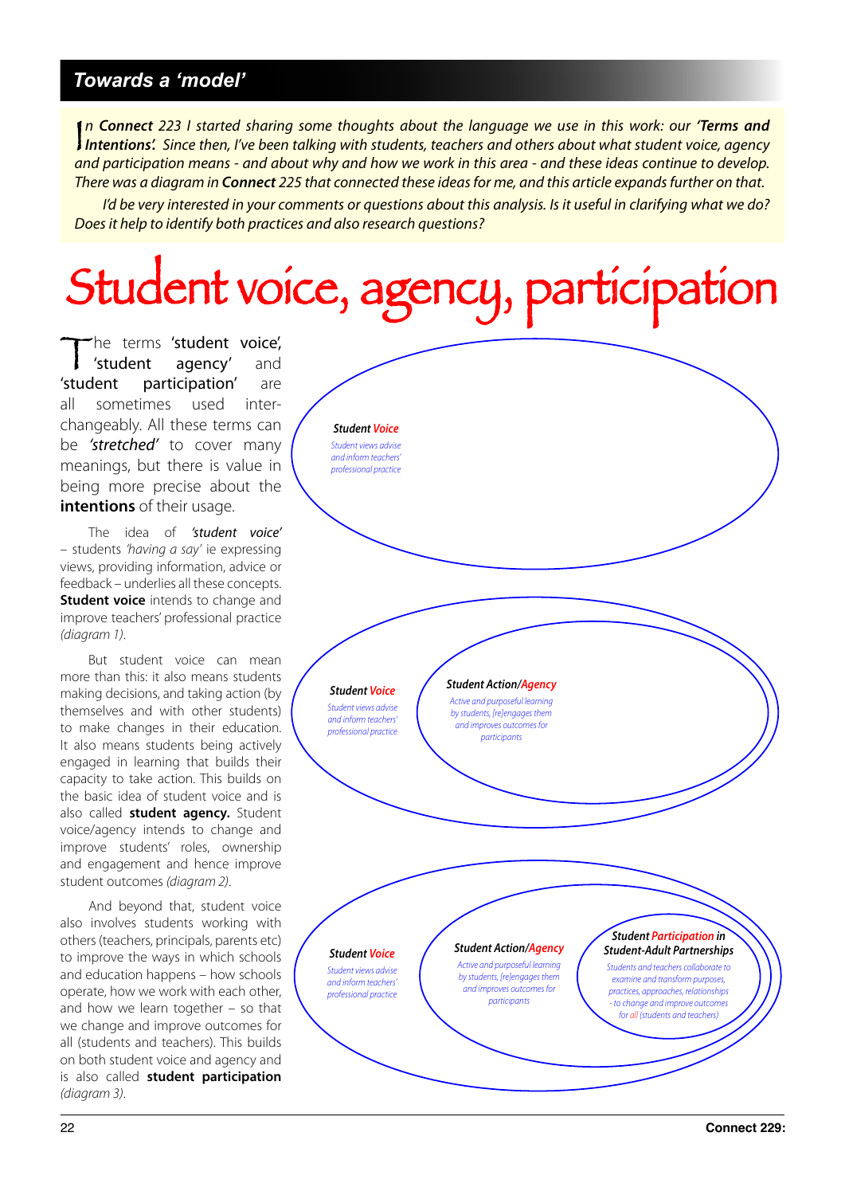## Towards a 'model'

*In **Connect** 223 I started sharing some thoughts about the language we use in this work: our **'Terms and Intentions'**. Since then, I've been talking with students, teachers and others about what student voice, agency and participation means - and about why and how we work in this area - and these ideas continue to develop. There was a diagram in **Connect** 225 that connected these ideas for me, and this article expands further on that.*

*I'd be very interested in your comments or questions about this analysis. Is it useful in clarifying what we do? Does it help to identify both practices and also research questions?*

# Student voice, agency, participation

The terms **'student voice'**, **'student agency'** and **'student participation'** are all sometimes used interchangeably. All these terms can be ***'stretched'*** to cover many meanings, but there is value in being more precise about the **intentions** of their usage.

The idea of ***'student voice'*** – students *'having a say'* ie expressing views, providing information, advice or feedback – underlies all these concepts. **Student voice** intends to change and improve teachers' professional practice *(diagram 1)*.

But student voice can mean more than this: it also means students making decisions, and taking action (by themselves and with other students) to make changes in their education. It also means students being actively engaged in learning that builds their capacity to take action. This builds on the basic idea of student voice and is also called **student agency.** Student voice/agency intends to change and improve students' roles, ownership and engagement and hence improve student outcomes *(diagram 2)*.

And beyond that, student voice also involves students working with others (teachers, principals, parents etc) to improve the ways in which schools and education happens – how schools operate, how we work with each other, and how we learn together – so that we change and improve outcomes for all (students and teachers). This builds on both student voice and agency and is also called **student participation** *(diagram 3)*.

**Diagram 1**

***Student Voice***
*Student views advise and inform teachers' professional practice*

**Diagram 2**

***Student Voice***
*Student views advise and inform teachers' professional practice*

***Student Action/Agency***
*Active and purposeful learning by students, [re]engages them and improves outcomes for participants*

**Diagram 3**

***Student Voice***
*Student views advise and inform teachers' professional practice*

***Student Action/Agency***
*Active and purposeful learning by students, [re]engages them and improves outcomes for participants*

***Student Participation in Student-Adult Partnerships***
*Students and teachers collaborate to examine and transform purposes, practices, approaches, relationships - to change and improve outcomes for all (students and teachers)*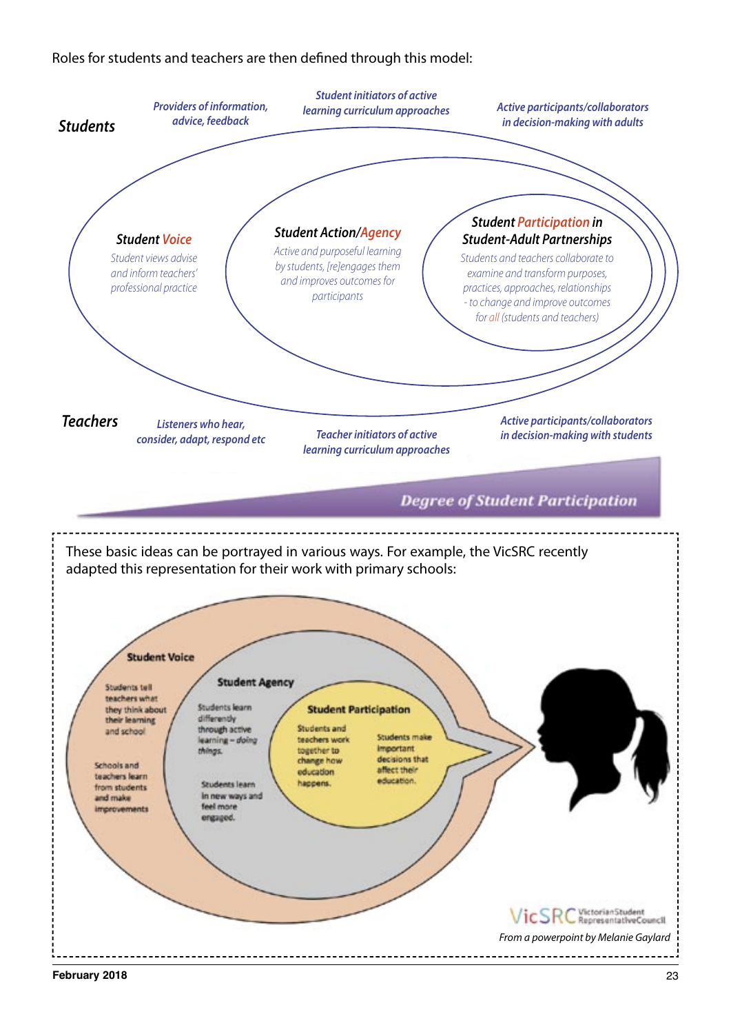Roles for students and teachers are then defined through this model:

**Students**

*Providers of information, advice, feedback*

*Student initiators of active learning curriculum approaches*

*Active participants/collaborators in decision-making with adults*

***Student Voice***

*Student views advise and inform teachers' professional practice*

***Student Action/Agency***

*Active and purposeful learning by students, [re]engages them and improves outcomes for participants*

***Student Participation in Student-Adult Partnerships***

*Students and teachers collaborate to examine and transform purposes, practices, approaches, relationships - to change and improve outcomes for all (students and teachers)*

**Teachers**

*Listeners who hear, consider, adapt, respond etc*

*Teacher initiators of active learning curriculum approaches*

*Active participants/collaborators in decision-making with students*

***Degree of Student Participation***

---

These basic ideas can be portrayed in various ways. For example, the VicSRC recently adapted this representation for their work with primary schools:

**Student Voice**

Students tell teachers what they think about their learning and school

Schools and teachers learn from students and make improvements

**Student Agency**

Students learn differently through active learning – *doing things*.

Students learn in new ways and feel more engaged.

**Student Participation**

Students and teachers work together to change how education happens.

Students make important decisions that affect their education.

VicSRC Victorian Student Representative Council

*From a powerpoint by Melanie Gaylard*

---

February 2018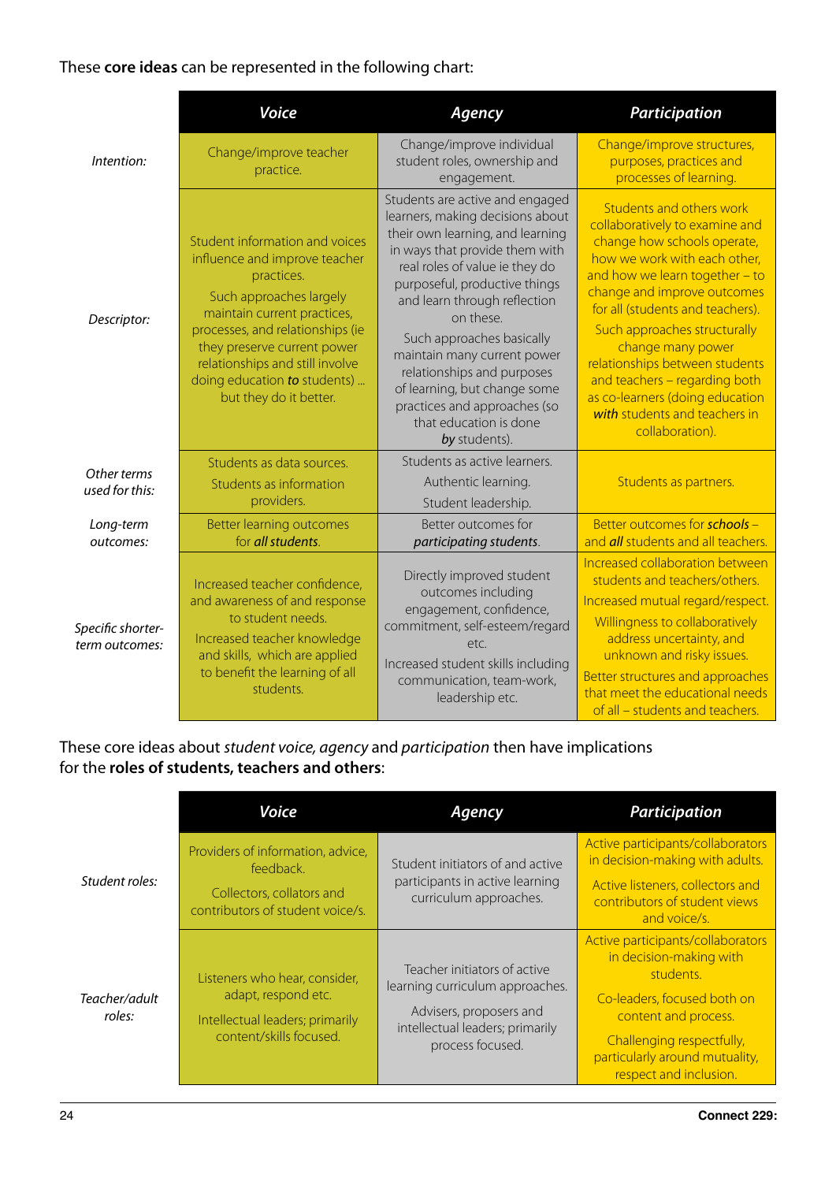These **core ideas** can be represented in the following chart:

| | ***Voice*** | ***Agency*** | ***Participation*** |
|---|---|---|---|
| *Intention:* | Change/improve teacher practice. | Change/improve individual student roles, ownership and engagement. | Change/improve structures, purposes, practices and processes of learning. |
| *Descriptor:* | Student information and voices influence and improve teacher practices. Such approaches largely maintain current practices, processes, and relationships (ie they preserve current power relationships and still involve doing education ***to*** students) ... but they do it better. | Students are active and engaged learners, making decisions about their own learning, and learning in ways that provide them with real roles of value ie they do purposeful, productive things and learn through reflection on these. Such approaches basically maintain many current power relationships and purposes of learning, but change some practices and approaches (so that education is done ***by*** students). | Students and others work collaboratively to examine and change how schools operate, how we work with each other, and how we learn together – to change and improve outcomes for all (students and teachers). Such approaches structurally change many power relationships between students and teachers – regarding both as co-learners (doing education ***with*** students and teachers in collaboration). |
| *Other terms used for this:* | Students as data sources. Students as information providers. | Students as active learners. Authentic learning. Student leadership. | Students as partners. |
| *Long-term outcomes:* | Better learning outcomes for ***all students***. | Better outcomes for *participating students*. | Better outcomes for ***schools*** – and ***all*** students and all teachers. |
| *Specific shorter-term outcomes:* | Increased teacher confidence, and awareness of and response to student needs. Increased teacher knowledge and skills, which are applied to benefit the learning of all students. | Directly improved student outcomes including engagement, confidence, commitment, self-esteem/regard etc. Increased student skills including communication, team-work, leadership etc. | Increased collaboration between students and teachers/others. Increased mutual regard/respect. Willingness to collaboratively address uncertainty, and unknown and risky issues. Better structures and approaches that meet the educational needs of all – students and teachers. |

These core ideas about *student voice, agency* and *participation* then have implications for the **roles of students, teachers and others**:

| | ***Voice*** | ***Agency*** | ***Participation*** |
|---|---|---|---|
| *Student roles:* | Providers of information, advice, feedback. Collectors, collators and contributors of student voice/s. | Student initiators of and active participants in active learning curriculum approaches. | Active participants/collaborators in decision-making with adults. Active listeners, collectors and contributors of student views and voice/s. |
| *Teacher/adult roles:* | Listeners who hear, consider, adapt, respond etc. Intellectual leaders; primarily content/skills focused. | Teacher initiators of active learning curriculum approaches. Advisers, proposers and intellectual leaders; primarily process focused. | Active participants/collaborators in decision-making with students. Co-leaders, focused both on content and process. Challenging respectfully, particularly around mutuality, respect and inclusion. |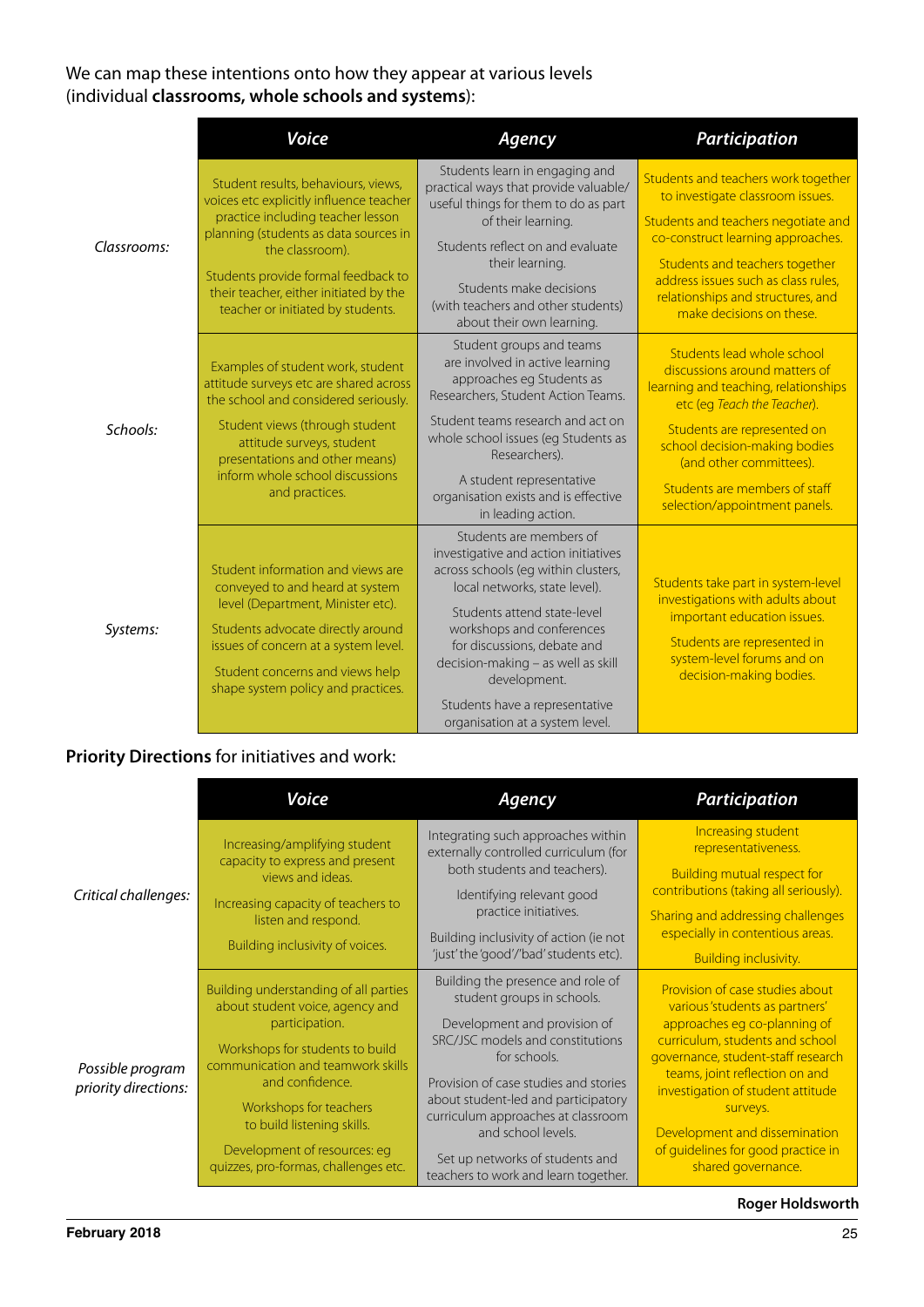We can map these intentions onto how they appear at various levels (individual **classrooms, whole schools and systems**):

| | Voice | Agency | Participation |
|---|---|---|---|
| *Classrooms:* | Student results, behaviours, views, voices etc explicitly influence teacher practice including teacher lesson planning (students as data sources in the classroom).<br><br>Students provide formal feedback to their teacher, either initiated by the teacher or initiated by students. | Students learn in engaging and practical ways that provide valuable/useful things for them to do as part of their learning.<br><br>Students reflect on and evaluate their learning.<br><br>Students make decisions (with teachers and other students) about their own learning. | Students and teachers work together to investigate classroom issues.<br><br>Students and teachers negotiate and co-construct learning approaches.<br><br>Students and teachers together address issues such as class rules, relationships and structures, and make decisions on these. |
| *Schools:* | Examples of student work, student attitude surveys etc are shared across the school and considered seriously.<br><br>Student views (through student attitude surveys, student presentations and other means) inform whole school discussions and practices. | Student groups and teams are involved in active learning approaches eg Students as Researchers, Student Action Teams.<br><br>Student teams research and act on whole school issues (eg Students as Researchers).<br><br>A student representative organisation exists and is effective in leading action. | Students lead whole school discussions around matters of learning and teaching, relationships etc (eg *Teach the Teacher*).<br><br>Students are represented on school decision-making bodies (and other committees).<br><br>Students are members of staff selection/appointment panels. |
| *Systems:* | Student information and views are conveyed to and heard at system level (Department, Minister etc).<br><br>Students advocate directly around issues of concern at a system level.<br><br>Student concerns and views help shape system policy and practices. | Students are members of investigative and action initiatives across schools (eg within clusters, local networks, state level).<br><br>Students attend state-level workshops and conferences for discussions, debate and decision-making – as well as skill development.<br><br>Students have a representative organisation at a system level. | Students take part in system-level investigations with adults about important education issues.<br><br>Students are represented in system-level forums and on decision-making bodies. |

**Priority Directions** for initiatives and work:

| | Voice | Agency | Participation |
|---|---|---|---|
| *Critical challenges:* | Increasing/amplifying student capacity to express and present views and ideas.<br><br>Increasing capacity of teachers to listen and respond.<br><br>Building inclusivity of voices. | Integrating such approaches within externally controlled curriculum (for both students and teachers).<br><br>Identifying relevant good practice initiatives.<br><br>Building inclusivity of action (ie not 'just' the 'good'/'bad' students etc). | Increasing student representativeness.<br><br>Building mutual respect for contributions (taking all seriously).<br><br>Sharing and addressing challenges especially in contentious areas.<br><br>Building inclusivity. |
| *Possible program priority directions:* | Building understanding of all parties about student voice, agency and participation.<br><br>Workshops for students to build communication and teamwork skills and confidence.<br><br>Workshops for teachers to build listening skills.<br><br>Development of resources: eg quizzes, pro-formas, challenges etc. | Building the presence and role of student groups in schools.<br><br>Development and provision of SRC/JSC models and constitutions for schools.<br><br>Provision of case studies and stories about student-led and participatory curriculum approaches at classroom and school levels.<br><br>Set up networks of students and teachers to work and learn together. | Provision of case studies about various 'students as partners' approaches eg co-planning of curriculum, students and school governance, student-staff research teams, joint reflection on and investigation of student attitude surveys.<br><br>Development and dissemination of guidelines for good practice in shared governance. |

**Roger Holdsworth**